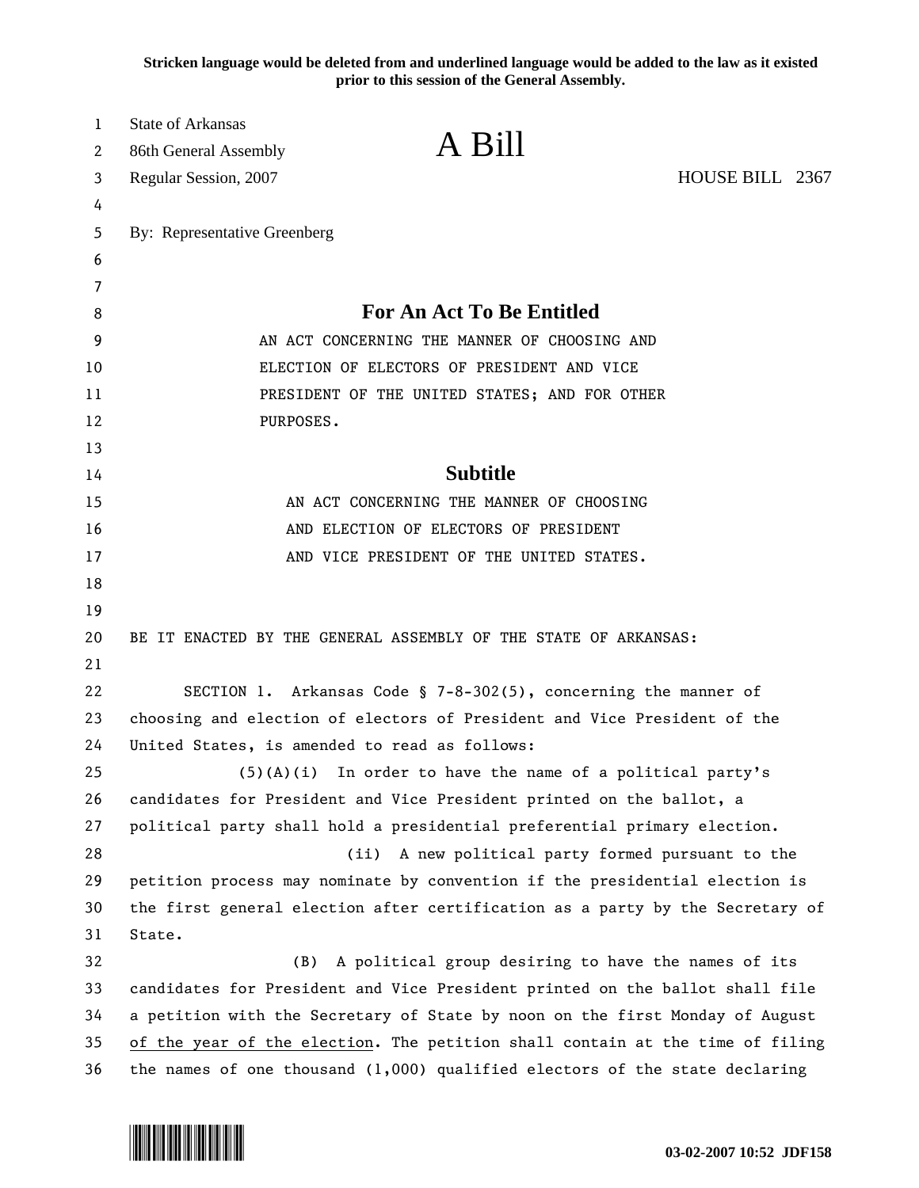**Stricken language would be deleted from and underlined language would be added to the law as it existed prior to this session of the General Assembly.**

State of Arkansas
86th General Assembly
Regular Session, 2007

# A Bill

HOUSE BILL 2367

By: Representative Greenberg

## For An Act To Be Entitled

AN ACT CONCERNING THE MANNER OF CHOOSING AND ELECTION OF ELECTORS OF PRESIDENT AND VICE PRESIDENT OF THE UNITED STATES; AND FOR OTHER PURPOSES.

## Subtitle

AN ACT CONCERNING THE MANNER OF CHOOSING AND ELECTION OF ELECTORS OF PRESIDENT AND VICE PRESIDENT OF THE UNITED STATES.

BE IT ENACTED BY THE GENERAL ASSEMBLY OF THE STATE OF ARKANSAS:

SECTION 1. Arkansas Code § 7-8-302(5), concerning the manner of choosing and election of electors of President and Vice President of the United States, is amended to read as follows:

(5)(A)(i) In order to have the name of a political party's candidates for President and Vice President printed on the ballot, a political party shall hold a presidential preferential primary election.

(ii) A new political party formed pursuant to the petition process may nominate by convention if the presidential election is the first general election after certification as a party by the Secretary of State.

(B) A political group desiring to have the names of its candidates for President and Vice President printed on the ballot shall file a petition with the Secretary of State by noon on the first Monday of August <u>of the year of the election</u>. The petition shall contain at the time of filing the names of one thousand (1,000) qualified electors of the state declaring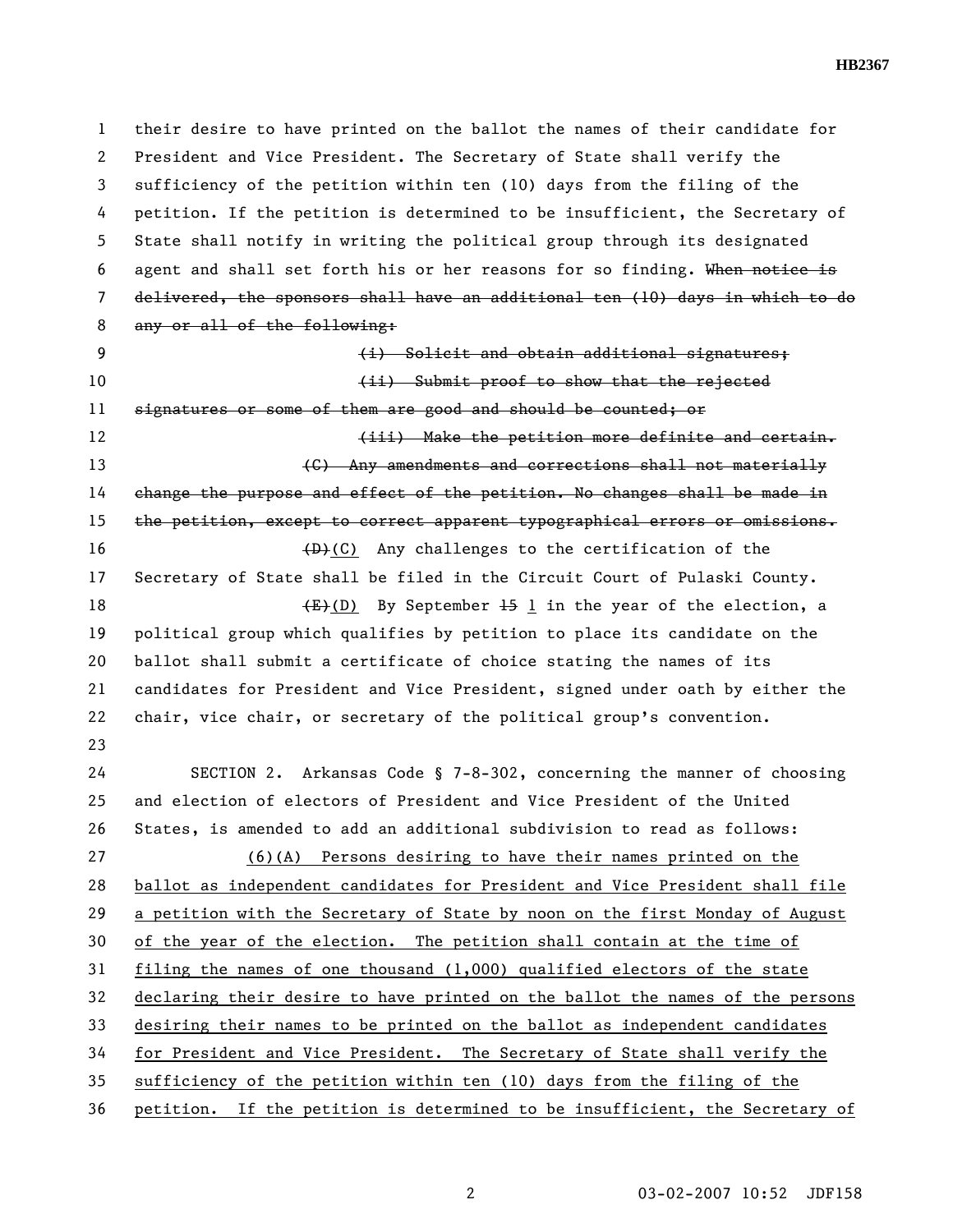their desire to have printed on the ballot the names of their candidate for President and Vice President. The Secretary of State shall verify the sufficiency of the petition within ten (10) days from the filing of the petition. If the petition is determined to be insufficient, the Secretary of State shall notify in writing the political group through its designated agent and shall set forth his or her reasons for so finding. ~~When notice is delivered, the sponsors shall have an additional ten (10) days in which to do any or all of the following:~~

~~(i) Solicit and obtain additional signatures;~~

~~(ii) Submit proof to show that the rejected signatures or some of them are good and should be counted; or~~

~~(iii) Make the petition more definite and certain.~~

~~(C) Any amendments and corrections shall not materially change the purpose and effect of the petition. No changes shall be made in the petition, except to correct apparent typographical errors or omissions.~~

~~(D)~~(C) Any challenges to the certification of the Secretary of State shall be filed in the Circuit Court of Pulaski County.

~~(E)~~(D) By September ~~15~~ 1 in the year of the election, a political group which qualifies by petition to place its candidate on the ballot shall submit a certificate of choice stating the names of its candidates for President and Vice President, signed under oath by either the chair, vice chair, or secretary of the political group's convention.

SECTION 2. Arkansas Code § 7-8-302, concerning the manner of choosing and election of electors of President and Vice President of the United States, is amended to add an additional subdivision to read as follows:

(6)(A) Persons desiring to have their names printed on the ballot as independent candidates for President and Vice President shall file a petition with the Secretary of State by noon on the first Monday of August of the year of the election. The petition shall contain at the time of filing the names of one thousand (1,000) qualified electors of the state declaring their desire to have printed on the ballot the names of the persons desiring their names to be printed on the ballot as independent candidates for President and Vice President. The Secretary of State shall verify the sufficiency of the petition within ten (10) days from the filing of the petition. If the petition is determined to be insufficient, the Secretary of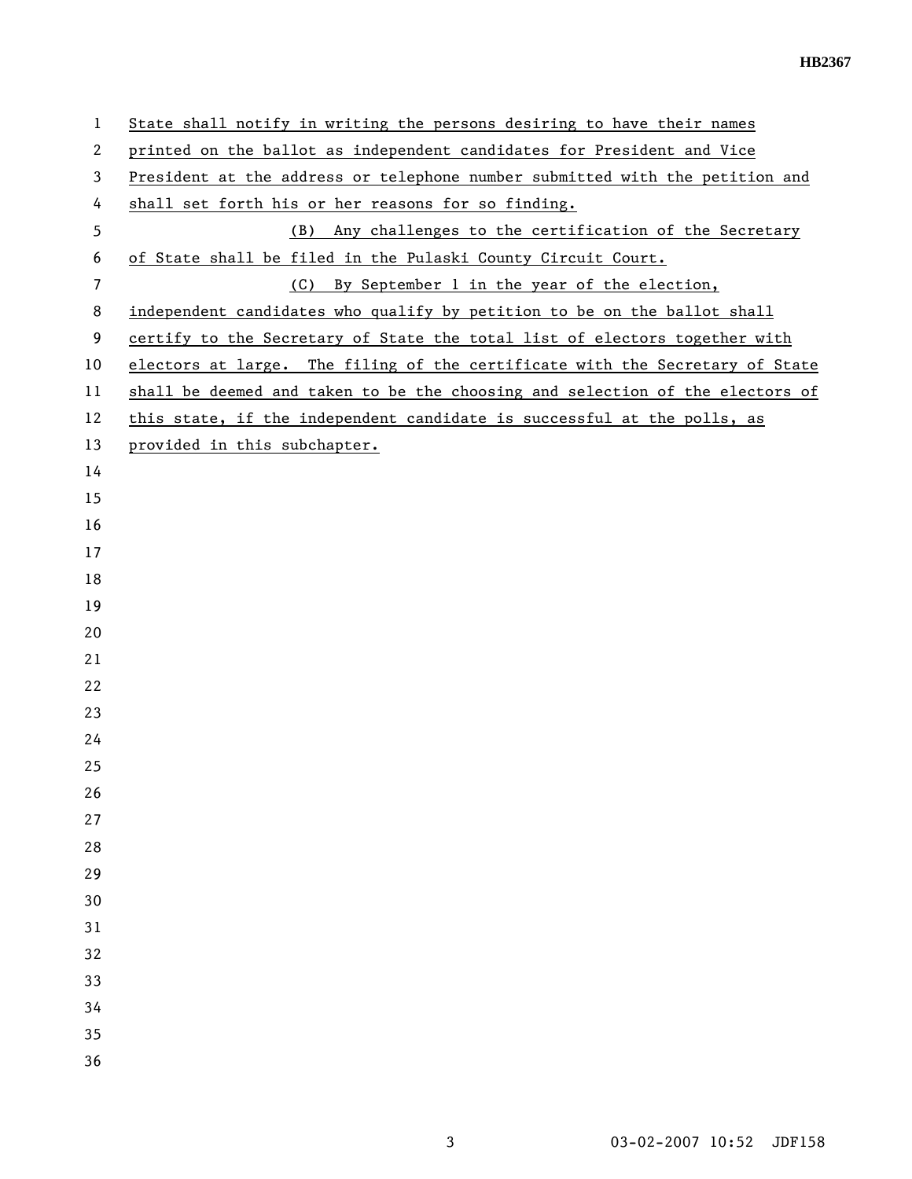State shall notify in writing the persons desiring to have their names printed on the ballot as independent candidates for President and Vice President at the address or telephone number submitted with the petition and shall set forth his or her reasons for so finding.

(B) Any challenges to the certification of the Secretary of State shall be filed in the Pulaski County Circuit Court.

(C) By September 1 in the year of the election, independent candidates who qualify by petition to be on the ballot shall certify to the Secretary of State the total list of electors together with electors at large. The filing of the certificate with the Secretary of State shall be deemed and taken to be the choosing and selection of the electors of this state, if the independent candidate is successful at the polls, as provided in this subchapter.